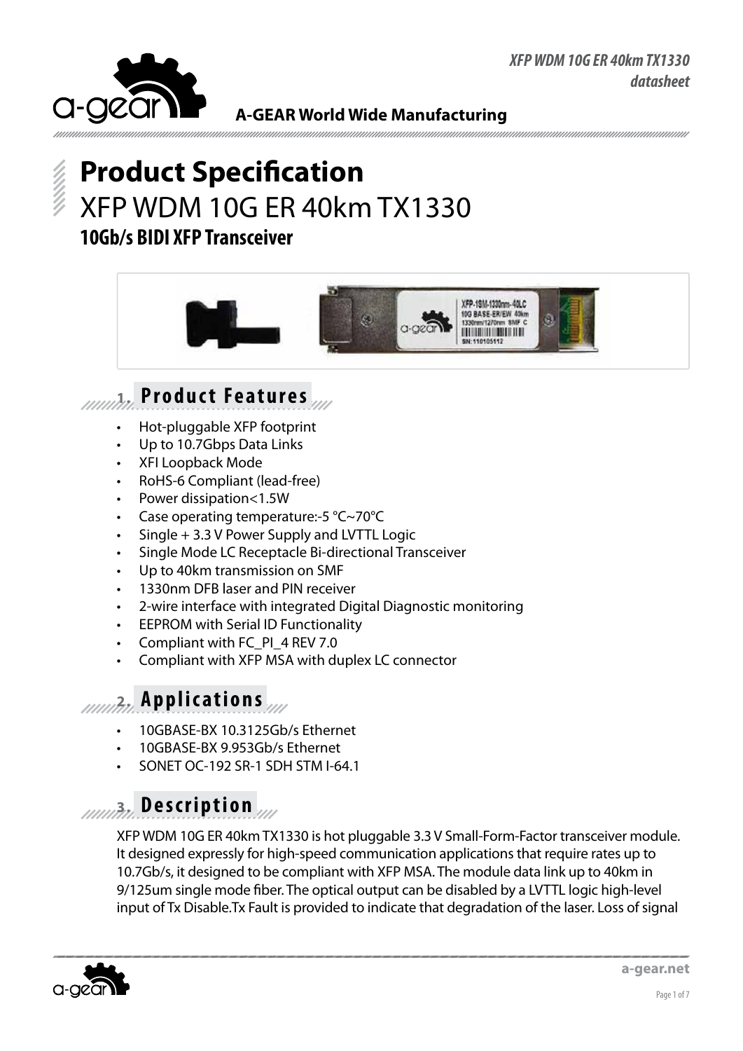# Product Specification

## XFP WDM 10G ER 40km TX1330

### 10Gb/s BIDI XFP Transceiver

## 1. Product Features

- Hot-pluggable XFP footprint
- Up to 10.7Gbps Data Links
- XFI Loopback Mode
- RoHS-6 Compliant (lead-free)
- Power dissipation<1.5W
- Case operating temperature:-5 °C~70°C
- Single + 3.3 V Power Supply and LVTTL Logic
- Single Mode LC Receptacle Bi-directional Transceiver
- Up to 40km transmission on SMF
- 1330nm DFB laser and PIN receiver
- 2-wire interface with integrated Digital Diagnostic monitoring
- EEPROM with Serial ID Functionality
- Compliant with FC_PI_4 REV 7.0
- Compliant with XFP MSA with duplex LC connector

## 2. Applications

- 10GBASE-BX 10.3125Gb/s Ethernet
- 10GBASE-BX 9.953Gb/s Ethernet
- SONET OC-192 SR-1 SDH STM I-64.1

## 3. Description

XFP WDM 10G ER 40km TX1330 is hot pluggable 3.3 V Small-Form-Factor transceiver module. It designed expressly for high-speed communication applications that require rates up to 10.7Gb/s, it designed to be compliant with XFP MSA. The module data link up to 40km in 9/125um single mode fiber. The optical output can be disabled by a LVTTL logic high-level input of Tx Disable.Tx Fault is provided to indicate that degradation of the laser. Loss of signal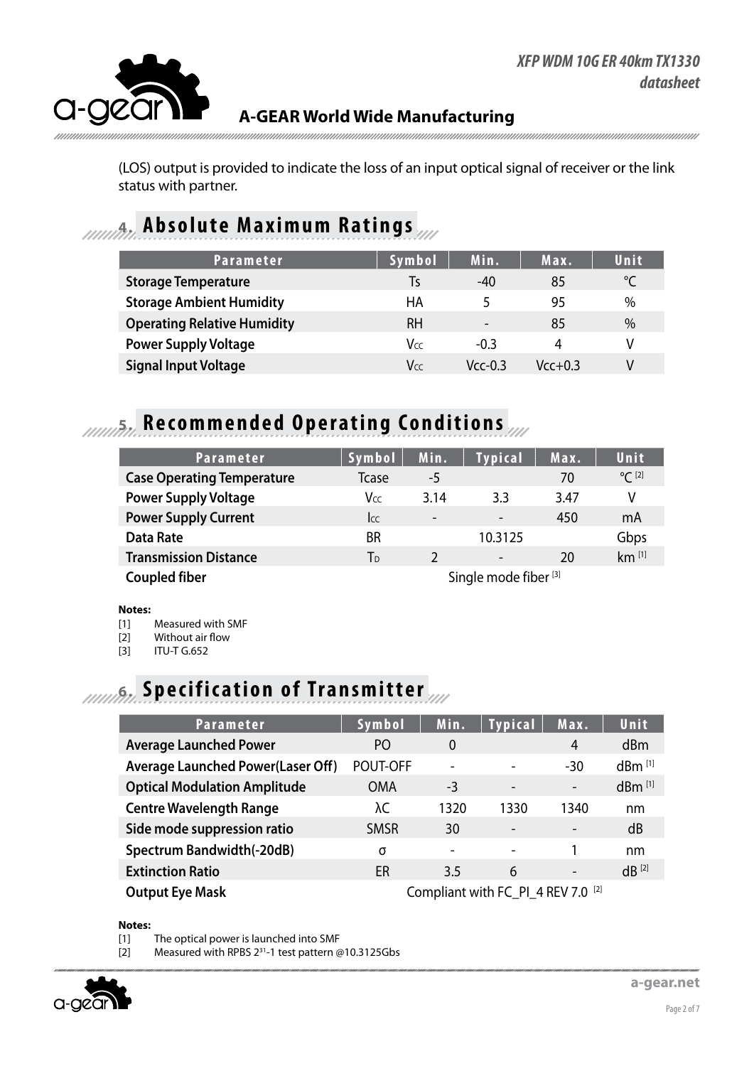(LOS) output is provided to indicate the loss of an input optical signal of receiver or the link status with partner.

## 4. Absolute Maximum Ratings

| Parameter | Symbol | Min. | Max. | Unit |
|---|---|---|---|---|
| **Storage Temperature** | Ts | -40 | 85 | °C |
| **Storage Ambient Humidity** | HA | 5 | 95 | % |
| **Operating Relative Humidity** | RH | - | 85 | % |
| **Power Supply Voltage** | $V_{CC}$ | -0.3 | 4 | V |
| **Signal Input Voltage** | $V_{CC}$ | Vcc-0.3 | Vcc+0.3 | V |

## 5. Recommended Operating Conditions

| Parameter | Symbol | Min. | Typical | Max. | Unit |
|---|---|---|---|---|---|
| **Case Operating Temperature** | Tcase | -5 | | 70 | °C [2] |
| **Power Supply Voltage** | $V_{CC}$ | 3.14 | 3.3 | 3.47 | V |
| **Power Supply Current** | $I_{CC}$ | - | - | 450 | mA |
| **Data Rate** | BR | | 10.3125 | | Gbps |
| **Transmission Distance** | $T_D$ | 2 | - | 20 | km [1] |
| **Coupled fiber** | | | Single mode fiber [3] | | |

**Notes:**

[1] Measured with SMF
[2] Without air flow
[3] ITU-T G.652

## 6. Specification of Transmitter

| Parameter | Symbol | Min. | Typical | Max. | Unit |
|---|---|---|---|---|---|
| **Average Launched Power** | PO | 0 | | 4 | dBm |
| **Average Launched Power(Laser Off)** | POUT-OFF | - | - | -30 | dBm [1] |
| **Optical Modulation Amplitude** | OMA | -3 | - | - | dBm [1] |
| **Centre Wavelength Range** | λC | 1320 | 1330 | 1340 | nm |
| **Side mode suppression ratio** | SMSR | 30 | - | - | dB |
| **Spectrum Bandwidth(-20dB)** | σ | - | - | 1 | nm |
| **Extinction Ratio** | ER | 3.5 | 6 | - | dB [2] |
| **Output Eye Mask** | | | Compliant with FC_PI_4 REV 7.0 [2] | | |

**Notes:**

[1] The optical power is launched into SMF
[2] Measured with RPBS $2^{31}$-1 test pattern @10.3125Gbs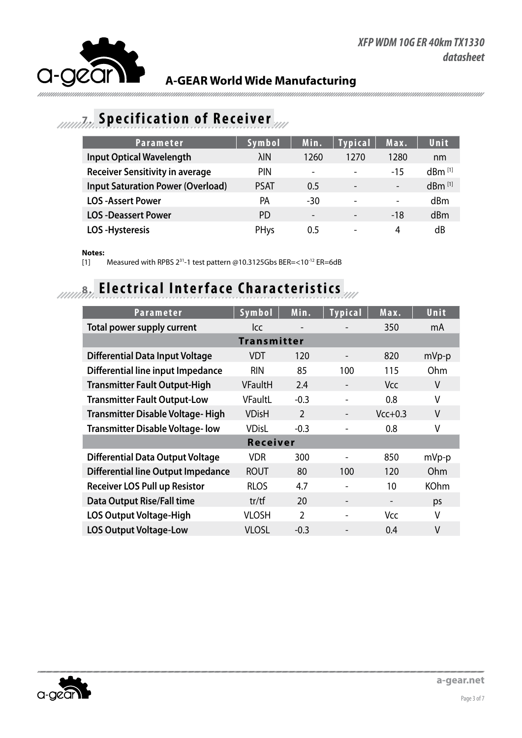## 7. Specification of Receiver

| Parameter | Symbol | Min. | Typical | Max. | Unit |
|---|---|---|---|---|---|
| **Input Optical Wavelength** | λIN | 1260 | 1270 | 1280 | nm |
| **Receiver Sensitivity in average** | PIN | - | - | -15 | dBm [1] |
| **Input Saturation Power (Overload)** | PSAT | 0.5 | - | - | dBm [1] |
| **LOS -Assert Power** | PA | -30 | - | - | dBm |
| **LOS -Deassert Power** | PD | - | - | -18 | dBm |
| **LOS -Hysteresis** | PHys | 0.5 | - | 4 | dB |

**Notes:**

[1] Measured with RPBS $2^{31}$-1 test pattern @10.3125Gbs BER=<$10^{-12}$ ER=6dB

## 8. Electrical Interface Characteristics

| Parameter | Symbol | Min. | Typical | Max. | Unit |
|---|---|---|---|---|---|
| **Total power supply current** | Icc | - | - | 350 | mA |
| **Transmitter** | | | | | |
| **Differential Data Input Voltage** | VDT | 120 | - | 820 | mVp-p |
| **Differential line input Impedance** | RIN | 85 | 100 | 115 | Ohm |
| **Transmitter Fault Output-High** | VFaultH | 2.4 | - | Vcc | V |
| **Transmitter Fault Output-Low** | VFaultL | -0.3 | - | 0.8 | V |
| **Transmitter Disable Voltage- High** | VDisH | 2 | - | Vcc+0.3 | V |
| **Transmitter Disable Voltage- low** | VDisL | -0.3 | - | 0.8 | V |
| **Receiver** | | | | | |
| **Differential Data Output Voltage** | VDR | 300 | - | 850 | mVp-p |
| **Differential line Output Impedance** | ROUT | 80 | 100 | 120 | Ohm |
| **Receiver LOS Pull up Resistor** | RLOS | 4.7 | - | 10 | KOhm |
| **Data Output Rise/Fall time** | tr/tf | 20 | - | - | ps |
| **LOS Output Voltage-High** | VLOSH | 2 | - | Vcc | V |
| **LOS Output Voltage-Low** | VLOSL | -0.3 | - | 0.4 | V |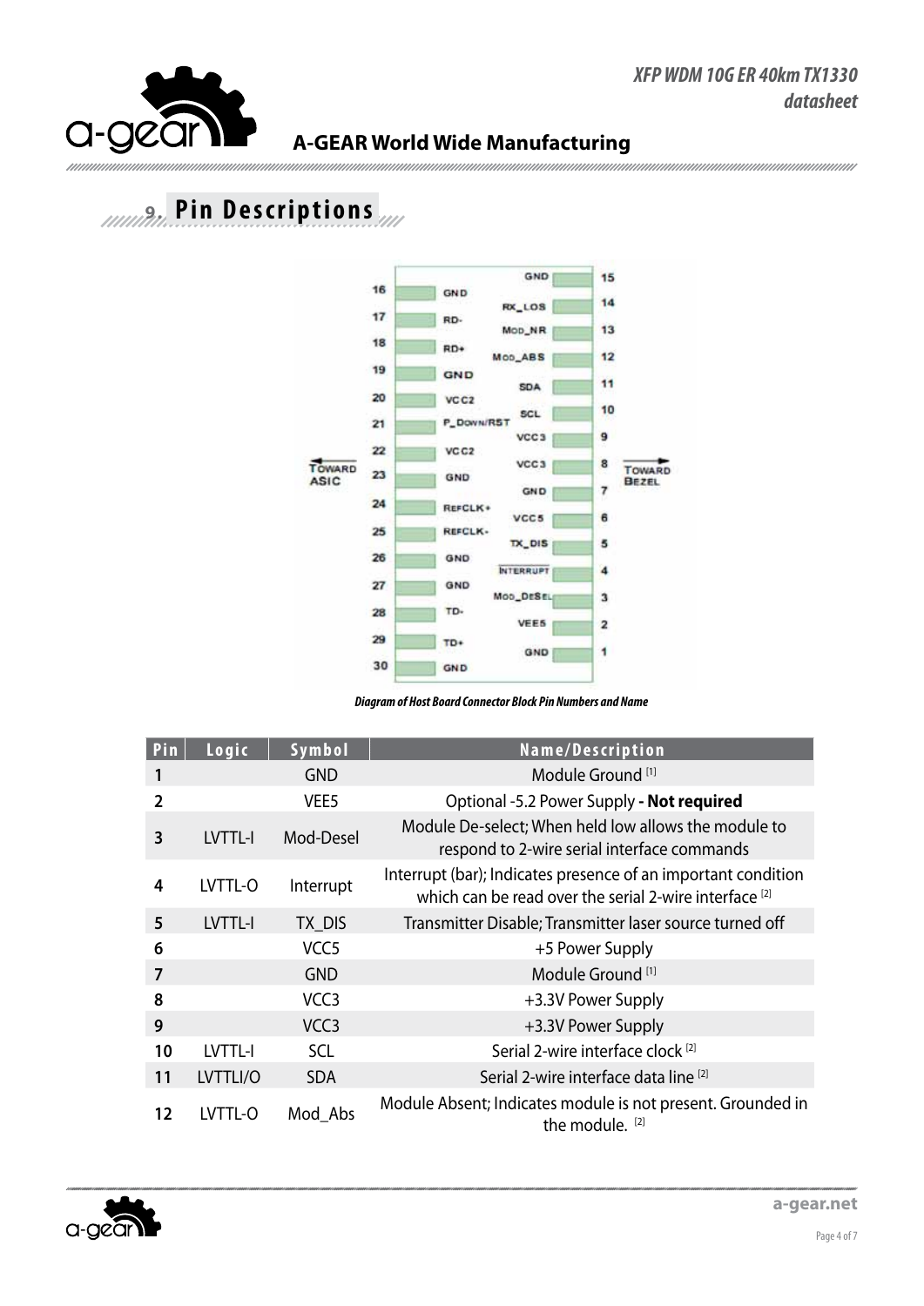## 9. Pin Descriptions

*Diagram of Host Board Connector Block Pin Numbers and Name*

| Pin | Logic | Symbol | Name/Description |
|---|---|---|---|
| 1 | | GND | Module Ground [1] |
| 2 | | VEE5 | Optional -5.2 Power Supply **- Not required** |
| 3 | LVTTL-I | Mod-Desel | Module De-select; When held low allows the module to respond to 2-wire serial interface commands |
| 4 | LVTTL-O | Interrupt | Interrupt (bar); Indicates presence of an important condition which can be read over the serial 2-wire interface [2] |
| 5 | LVTTL-I | TX_DIS | Transmitter Disable; Transmitter laser source turned off |
| 6 | | VCC5 | +5 Power Supply |
| 7 | | GND | Module Ground [1] |
| 8 | | VCC3 | +3.3V Power Supply |
| 9 | | VCC3 | +3.3V Power Supply |
| 10 | LVTTL-I | SCL | Serial 2-wire interface clock [2] |
| 11 | LVTTLI/O | SDA | Serial 2-wire interface data line [2] |
| 12 | LVTTL-O | Mod_Abs | Module Absent; Indicates module is not present. Grounded in the module. [2] |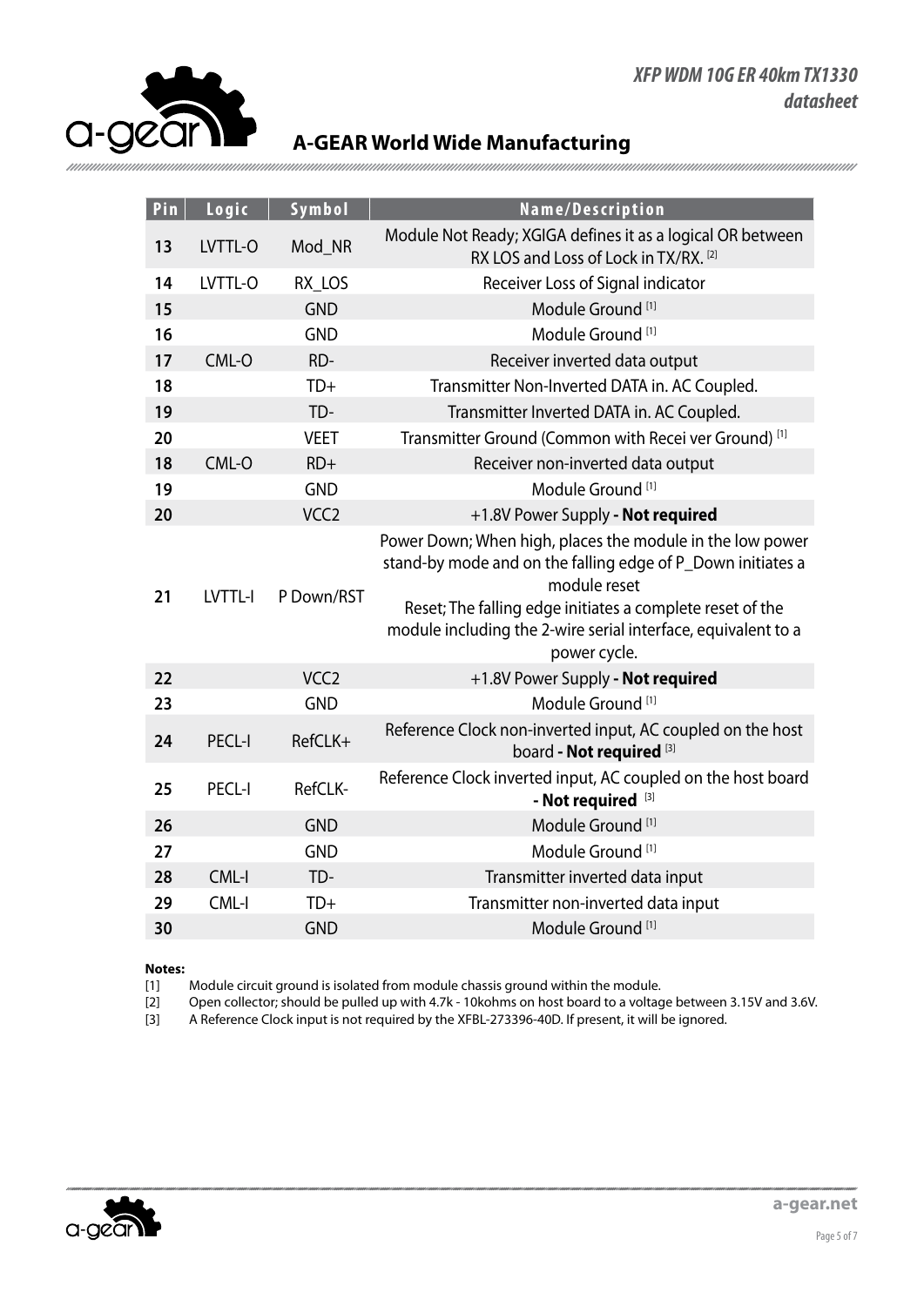| Pin | Logic | Symbol | Name/Description |
|---|---|---|---|
| 13 | LVTTL-O | Mod_NR | Module Not Ready; XGIGA defines it as a logical OR between RX LOS and Loss of Lock in TX/RX. [2] |
| 14 | LVTTL-O | RX_LOS | Receiver Loss of Signal indicator |
| 15 | | GND | Module Ground [1] |
| 16 | | GND | Module Ground [1] |
| 17 | CML-O | RD- | Receiver inverted data output |
| 18 | | TD+ | Transmitter Non-Inverted DATA in. AC Coupled. |
| 19 | | TD- | Transmitter Inverted DATA in. AC Coupled. |
| 20 | | VEET | Transmitter Ground (Common with Recei ver Ground) [1] |
| 18 | CML-O | RD+ | Receiver non-inverted data output |
| 19 | | GND | Module Ground [1] |
| 20 | | VCC2 | +1.8V Power Supply **- Not required** |
| 21 | LVTTL-I | P Down/RST | Power Down; When high, places the module in the low power stand-by mode and on the falling edge of P_Down initiates a module reset<br>Reset; The falling edge initiates a complete reset of the module including the 2-wire serial interface, equivalent to a power cycle. |
| 22 | | VCC2 | +1.8V Power Supply **- Not required** |
| 23 | | GND | Module Ground [1] |
| 24 | PECL-I | RefCLK+ | Reference Clock non-inverted input, AC coupled on the host board **- Not required** [3] |
| 25 | PECL-I | RefCLK- | Reference Clock inverted input, AC coupled on the host board **- Not required** [3] |
| 26 | | GND | Module Ground [1] |
| 27 | | GND | Module Ground [1] |
| 28 | CML-I | TD- | Transmitter inverted data input |
| 29 | CML-I | TD+ | Transmitter non-inverted data input |
| 30 | | GND | Module Ground [1] |

**Notes:**

[1] Module circuit ground is isolated from module chassis ground within the module.

[2] Open collector; should be pulled up with 4.7k - 10kohms on host board to a voltage between 3.15V and 3.6V.

[3] A Reference Clock input is not required by the XFBL-273396-40D. If present, it will be ignored.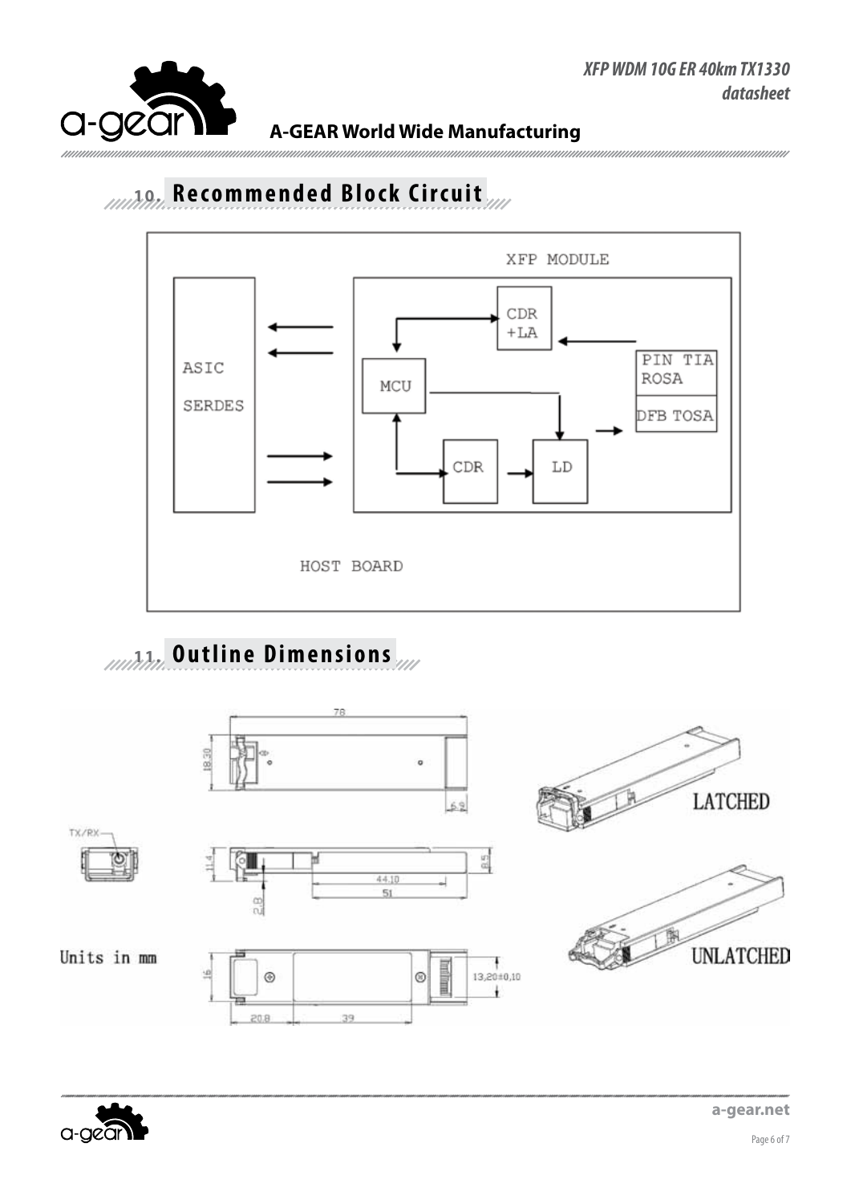## 10. Recommended Block Circuit

XFP MODULE

ASIC

SERDES

CDR +LA

MCU

PIN TIA ROSA

DFB TOSA

CDR

LD

HOST BOARD

## 11. Outline Dimensions

78

18.30

6.9

TX/RX

11.4

8.5

44.10

51

2.8

Units in mm

16

13.20±0.10

20.8

39

LATCHED

UNLATCHED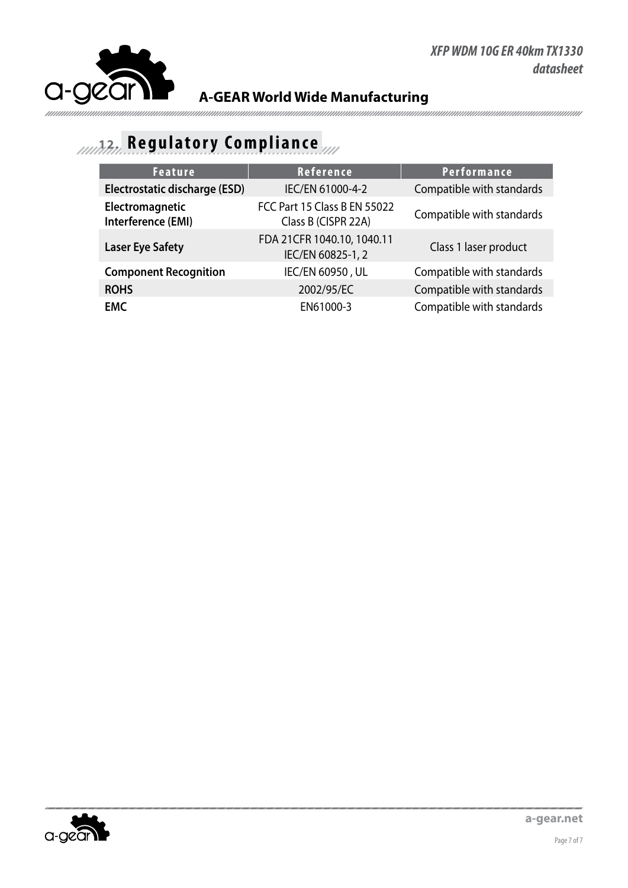## 12. Regulatory Compliance

| Feature | Reference | Performance |
|---|---|---|
| **Electrostatic discharge (ESD)** | IEC/EN 61000-4-2 | Compatible with standards |
| **Electromagnetic Interference (EMI)** | FCC Part 15 Class B EN 55022 Class B (CISPR 22A) | Compatible with standards |
| **Laser Eye Safety** | FDA 21CFR 1040.10, 1040.11 IEC/EN 60825-1, 2 | Class 1 laser product |
| **Component Recognition** | IEC/EN 60950 , UL | Compatible with standards |
| **ROHS** | 2002/95/EC | Compatible with standards |
| **EMC** | EN61000-3 | Compatible with standards |